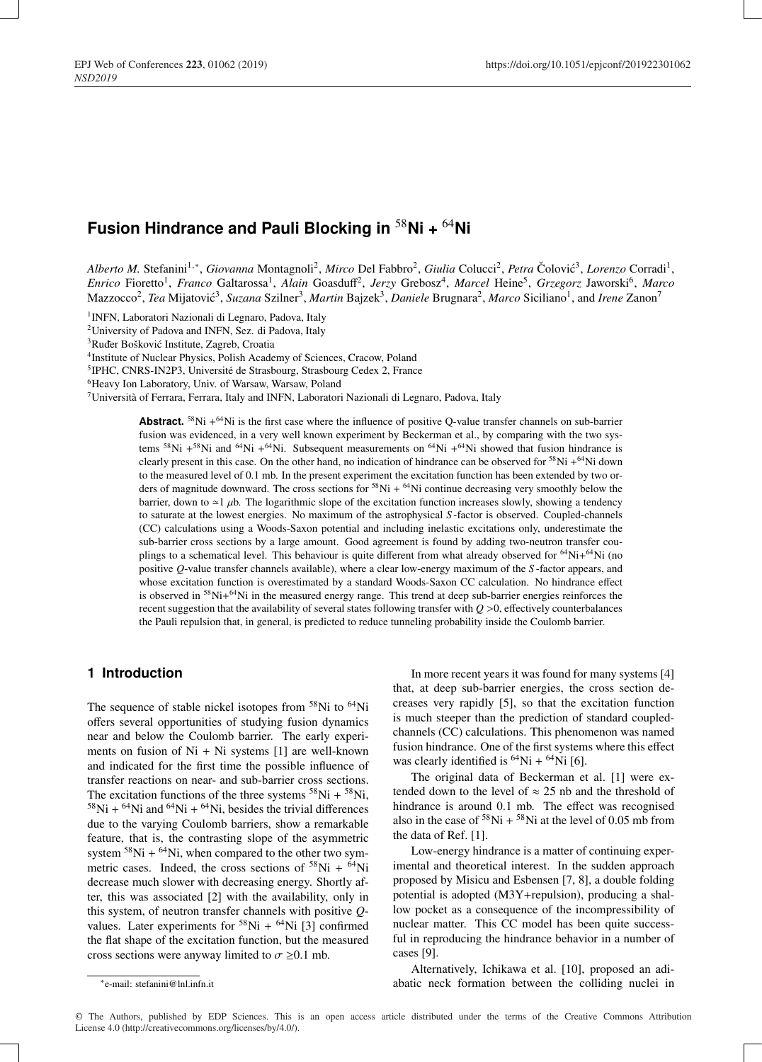# Fusion Hindrance and Pauli Blocking in $^{58}$Ni + $^{64}$Ni

*Alberto M.* Stefanini[1,*], *Giovanna* Montagnoli[2], *Mirco* Del Fabbro[2], *Giulia* Colucci[2], *Petra* Čolović[3], *Lorenzo* Corradi[1], *Enrico* Fioretto[1], *Franco* Galtarossa[1], *Alain* Goasduff[2], *Jerzy* Grebosz[4], *Marcel* Heine[5], *Grzegorz* Jaworski[6], *Marco* Mazzocco[2], *Tea* Mijatović[3], *Suzana* Szilner[3], *Martin* Bajzek[3], *Daniele* Brugnara[2], *Marco* Siciliano[1], and *Irene* Zanon[7]

[1]INFN, Laboratori Nazionali di Legnaro, Padova, Italy
[2]University of Padova and INFN, Sez. di Padova, Italy
[3]Ruđer Bošković Institute, Zagreb, Croatia
[4]Institute of Nuclear Physics, Polish Academy of Sciences, Cracow, Poland
[5]IPHC, CNRS-IN2P3, Université de Strasbourg, Strasbourg Cedex 2, France
[6]Heavy Ion Laboratory, Univ. of Warsaw, Warsaw, Poland
[7]Università di Ferrara, Ferrara, Italy and INFN, Laboratori Nazionali di Legnaro, Padova, Italy

**Abstract.** $^{58}$Ni +$^{64}$Ni is the first case where the influence of positive Q-value transfer channels on sub-barrier fusion was evidenced, in a very well known experiment by Beckerman et al., by comparing with the two systems $^{58}$Ni +$^{58}$Ni and $^{64}$Ni +$^{64}$Ni. Subsequent measurements on $^{64}$Ni +$^{64}$Ni showed that fusion hindrance is clearly present in this case. On the other hand, no indication of hindrance can be observed for $^{58}$Ni +$^{64}$Ni down to the measured level of 0.1 mb. In the present experiment the excitation function has been extended by two orders of magnitude downward. The cross sections for $^{58}$Ni + $^{64}$Ni continue decreasing very smoothly below the barrier, down to $\simeq$1 $\mu$b. The logarithmic slope of the excitation function increases slowly, showing a tendency to saturate at the lowest energies. No maximum of the astrophysical $S$-factor is observed. Coupled-channels (CC) calculations using a Woods-Saxon potential and including inelastic excitations only, underestimate the sub-barrier cross sections by a large amount. Good agreement is found by adding two-neutron transfer couplings to a schematical level. This behaviour is quite different from what already observed for $^{64}$Ni+$^{64}$Ni (no positive $Q$-value transfer channels available), where a clear low-energy maximum of the $S$-factor appears, and whose excitation function is overestimated by a standard Woods-Saxon CC calculation. No hindrance effect is observed in $^{58}$Ni+$^{64}$Ni in the measured energy range. This trend at deep sub-barrier energies reinforces the recent suggestion that the availability of several states following transfer with $Q > 0$, effectively counterbalances the Pauli repulsion that, in general, is predicted to reduce tunneling probability inside the Coulomb barrier.

## 1 Introduction

The sequence of stable nickel isotopes from $^{58}$Ni to $^{64}$Ni offers several opportunities of studying fusion dynamics near and below the Coulomb barrier. The early experiments on fusion of Ni + Ni systems [1] are well-known and indicated for the first time the possible influence of transfer reactions on near- and sub-barrier cross sections. The excitation functions of the three systems $^{58}$Ni + $^{58}$Ni, $^{58}$Ni + $^{64}$Ni and $^{64}$Ni + $^{64}$Ni, besides the trivial differences due to the varying Coulomb barriers, show a remarkable feature, that is, the contrasting slope of the asymmetric system $^{58}$Ni + $^{64}$Ni, when compared to the other two symmetric cases. Indeed, the cross sections of $^{58}$Ni + $^{64}$Ni decrease much slower with decreasing energy. Shortly after, this was associated [2] with the availability, only in this system, of neutron transfer channels with positive $Q$-values. Later experiments for $^{58}$Ni + $^{64}$Ni [3] confirmed the flat shape of the excitation function, but the measured cross sections were anyway limited to $\sigma \geq$0.1 mb.

In more recent years it was found for many systems [4] that, at deep sub-barrier energies, the cross section decreases very rapidly [5], so that the excitation function is much steeper than the prediction of standard coupled-channels (CC) calculations. This phenomenon was named fusion hindrance. One of the first systems where this effect was clearly identified is $^{64}$Ni + $^{64}$Ni [6].

The original data of Beckerman et al. [1] were extended down to the level of $\approx$ 25 nb and the threshold of hindrance is around 0.1 mb. The effect was recognised also in the case of $^{58}$Ni + $^{58}$Ni at the level of 0.05 mb from the data of Ref. [1].

Low-energy hindrance is a matter of continuing experimental and theoretical interest. In the sudden approach proposed by Misicu and Esbensen [7, 8], a double folding potential is adopted (M3Y+repulsion), producing a shallow pocket as a consequence of the incompressibility of nuclear matter. This CC model has been quite successful in reproducing the hindrance behavior in a number of cases [9].

Alternatively, Ichikawa et al. [10], proposed an adiabatic neck formation between the colliding nuclei in

*e-mail: stefanini@lnl.infn.it

© The Authors, published by EDP Sciences. This is an open access article distributed under the terms of the Creative Commons Attribution License 4.0 (http://creativecommons.org/licenses/by/4.0/).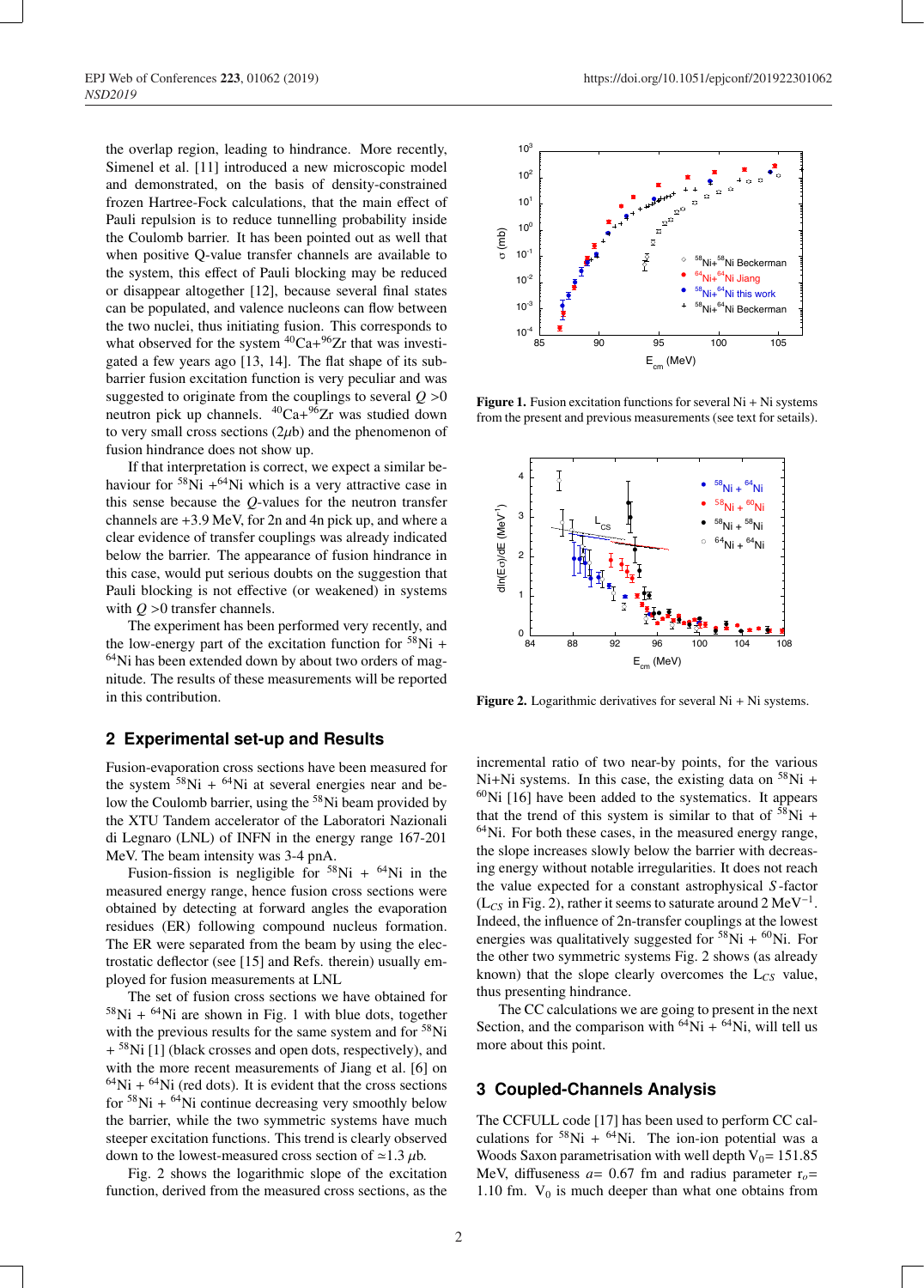the overlap region, leading to hindrance. More recently, Simenel et al. [11] introduced a new microscopic model and demonstrated, on the basis of density-constrained frozen Hartree-Fock calculations, that the main effect of Pauli repulsion is to reduce tunnelling probability inside the Coulomb barrier. It has been pointed out as well that when positive Q-value transfer channels are available to the system, this effect of Pauli blocking may be reduced or disappear altogether [12], because several final states can be populated, and valence nucleons can flow between the two nuclei, thus initiating fusion. This corresponds to what observed for the system $^{40}$Ca+$^{96}$Zr that was investigated a few years ago [13, 14]. The flat shape of its sub-barrier fusion excitation function is very peculiar and was suggested to originate from the couplings to several $Q > 0$ neutron pick up channels. $^{40}$Ca+$^{96}$Zr was studied down to very small cross sections (2$\mu$b) and the phenomenon of fusion hindrance does not show up.

If that interpretation is correct, we expect a similar behaviour for $^{58}$Ni +$^{64}$Ni which is a very attractive case in this sense because the $Q$-values for the neutron transfer channels are +3.9 MeV, for 2n and 4n pick up, and where a clear evidence of transfer couplings was already indicated below the barrier. The appearance of fusion hindrance in this case, would put serious doubts on the suggestion that Pauli blocking is not effective (or weakened) in systems with $Q > 0$ transfer channels.

The experiment has been performed very recently, and the low-energy part of the excitation function for $^{58}$Ni + $^{64}$Ni has been extended down by about two orders of magnitude. The results of these measurements will be reported in this contribution.

## 2 Experimental set-up and Results

Fusion-evaporation cross sections have been measured for the system $^{58}$Ni + $^{64}$Ni at several energies near and below the Coulomb barrier, using the $^{58}$Ni beam provided by the XTU Tandem accelerator of the Laboratori Nazionali di Legnaro (LNL) of INFN in the energy range 167-201 MeV. The beam intensity was 3-4 pnA.

Fusion-fission is negligible for $^{58}$Ni + $^{64}$Ni in the measured energy range, hence fusion cross sections were obtained by detecting at forward angles the evaporation residues (ER) following compound nucleus formation. The ER were separated from the beam by using the electrostatic deflector (see [15] and Refs. therein) usually employed for fusion measurements at LNL

The set of fusion cross sections we have obtained for $^{58}$Ni + $^{64}$Ni are shown in Fig. 1 with blue dots, together with the previous results for the same system and for $^{58}$Ni + $^{58}$Ni [1] (black crosses and open dots, respectively), and with the more recent measurements of Jiang et al. [6] on $^{64}$Ni + $^{64}$Ni (red dots). It is evident that the cross sections for $^{58}$Ni + $^{64}$Ni continue decreasing very smoothly below the barrier, while the two symmetric systems have much steeper excitation functions. This trend is clearly observed down to the lowest-measured cross section of $\simeq$1.3 $\mu$b.

Fig. 2 shows the logarithmic slope of the excitation function, derived from the measured cross sections, as the incremental ratio of two near-by points, for the various Ni+Ni systems. In this case, the existing data on $^{58}$Ni + $^{60}$Ni [16] have been added to the systematics. It appears that the trend of this system is similar to that of $^{58}$Ni + $^{64}$Ni. For both these cases, in the measured energy range, the slope increases slowly below the barrier with decreasing energy without notable irregularities. It does not reach the value expected for a constant astrophysical $S$-factor ($L_{CS}$ in Fig. 2), rather it seems to saturate around 2 MeV$^{-1}$. Indeed, the influence of 2n-transfer couplings at the lowest energies was qualitatively suggested for $^{58}$Ni + $^{60}$Ni. For the other two symmetric systems Fig. 2 shows (as already known) that the slope clearly overcomes the $L_{CS}$ value, thus presenting hindrance.

The CC calculations we are going to present in the next Section, and the comparison with $^{64}$Ni + $^{64}$Ni, will tell us more about this point.

**Figure 1.** Fusion excitation functions for several Ni + Ni systems from the present and previous measurements (see text for setails).

**Figure 2.** Logarithmic derivatives for several Ni + Ni systems.

## 3 Coupled-Channels Analysis

The CCFULL code [17] has been used to perform CC calculations for $^{58}$Ni + $^{64}$Ni. The ion-ion potential was a Woods Saxon parametrisation with well depth $V_0$= 151.85 MeV, diffuseness $a$= 0.67 fm and radius parameter $r_o$= 1.10 fm. $V_0$ is much deeper than what one obtains from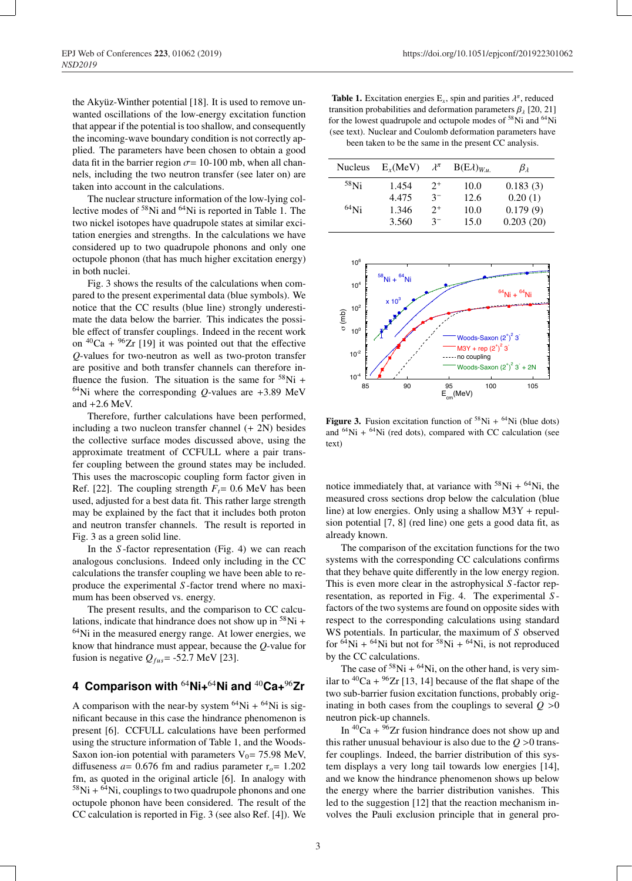the Akyüz-Winther potential [18]. It is used to remove unwanted oscillations of the low-energy excitation function that appear if the potential is too shallow, and consequently the incoming-wave boundary condition is not correctly applied. The parameters have been chosen to obtain a good data fit in the barrier region $\sigma$= 10-100 mb, when all channels, including the two neutron transfer (see later on) are taken into account in the calculations.

The nuclear structure information of the low-lying collective modes of $^{58}$Ni and $^{64}$Ni is reported in Table 1. The two nickel isotopes have quadrupole states at similar excitation energies and strengths. In the calculations we have considered up to two quadrupole phonons and only one octupole phonon (that has much higher excitation energy) in both nuclei.

Fig. 3 shows the results of the calculations when compared to the present experimental data (blue symbols). We notice that the CC results (blue line) strongly underestimate the data below the barrier. This indicates the possible effect of transfer couplings. Indeed in the recent work on $^{40}$Ca + $^{96}$Zr [19] it was pointed out that the effective $Q$-values for two-neutron as well as two-proton transfer are positive and both transfer channels can therefore influence the fusion. The situation is the same for $^{58}$Ni + $^{64}$Ni where the corresponding $Q$-values are +3.89 MeV and +2.6 MeV.

Therefore, further calculations have been performed, including a two nucleon transfer channel (+ 2N) besides the collective surface modes discussed above, using the approximate treatment of CCFULL where a pair transfer coupling between the ground states may be included. This uses the macroscopic coupling form factor given in Ref. [22]. The coupling strength $F_t$= 0.6 MeV has been used, adjusted for a best data fit. This rather large strength may be explained by the fact that it includes both proton and neutron transfer channels. The result is reported in Fig. 3 as a green solid line.

In the $S$-factor representation (Fig. 4) we can reach analogous conclusions. Indeed only including in the CC calculations the transfer coupling we have been able to reproduce the experimental $S$-factor trend where no maximum has been observed vs. energy.

The present results, and the comparison to CC calculations, indicate that hindrance does not show up in $^{58}$Ni + $^{64}$Ni in the measured energy range. At lower energies, we know that hindrance must appear, because the $Q$-value for fusion is negative $Q_{fus}$= -52.7 MeV [23].

## 4 Comparison with $^{64}$Ni+$^{64}$Ni and $^{40}$Ca+$^{96}$Zr

A comparison with the near-by system $^{64}$Ni + $^{64}$Ni is significant because in this case the hindrance phenomenon is present [6]. CCFULL calculations have been performed using the structure information of Table 1, and the Woods-Saxon ion-ion potential with parameters $V_0$= 75.98 MeV, diffuseness $a$= 0.676 fm and radius parameter $r_o$= 1.202 fm, as quoted in the original article [6]. In analogy with $^{58}$Ni + $^{64}$Ni, couplings to two quadrupole phonons and one octupole phonon have been considered. The result of the CC calculation is reported in Fig. 3 (see also Ref. [4]). We notice immediately that, at variance with $^{58}$Ni + $^{64}$Ni, the measured cross sections drop below the calculation (blue line) at low energies. Only using a shallow M3Y + repulsion potential [7, 8] (red line) one gets a good data fit, as already known.

The comparison of the excitation functions for the two systems with the corresponding CC calculations confirms that they behave quite differently in the low energy region. This is even more clear in the astrophysical $S$-factor representation, as reported in Fig. 4. The experimental $S$-factors of the two systems are found on opposite sides with respect to the corresponding calculations using standard WS potentials. In particular, the maximum of $S$ observed for $^{64}$Ni + $^{64}$Ni but not for $^{58}$Ni + $^{64}$Ni, is not reproduced by the CC calculations.

The case of $^{58}$Ni + $^{64}$Ni, on the other hand, is very similar to $^{40}$Ca + $^{96}$Zr [13, 14] because of the flat shape of the two sub-barrier fusion excitation functions, probably originating in both cases from the couplings to several $Q$ >0 neutron pick-up channels.

In $^{40}$Ca + $^{96}$Zr fusion hindrance does not show up and this rather unusual behaviour is also due to the $Q$ >0 transfer couplings. Indeed, the barrier distribution of this system displays a very long tail towards low energies [14], and we know the hindrance phenomenon shows up below the energy where the barrier distribution vanishes. This led to the suggestion [12] that the reaction mechanism involves the Pauli exclusion principle that in general pro-

**Table 1.** Excitation energies $E_x$, spin and parities $\lambda^\pi$, reduced transition probabilities and deformation parameters $\beta_\lambda$ [20, 21] for the lowest quadrupole and octupole modes of $^{58}$Ni and $^{64}$Ni (see text). Nuclear and Coulomb deformation parameters have been taken to be the same in the present CC analysis.

| Nucleus | $E_x$(MeV) | $\lambda^\pi$ | B(E$\lambda$)$_{W.u.}$ | $\beta_\lambda$ |
|---|---|---|---|---|
| $^{58}$Ni | 1.454 | $2^+$ | 10.0 | 0.183 (3) |
| | 4.475 | $3^-$ | 12.6 | 0.20 (1) |
| $^{64}$Ni | 1.346 | $2^+$ | 10.0 | 0.179 (9) |
| | 3.560 | $3^-$ | 15.0 | 0.203 (20) |

**Figure 3.** Fusion excitation function of $^{58}$Ni + $^{64}$Ni (blue dots) and $^{64}$Ni + $^{64}$Ni (red dots), compared with CC calculation (see text)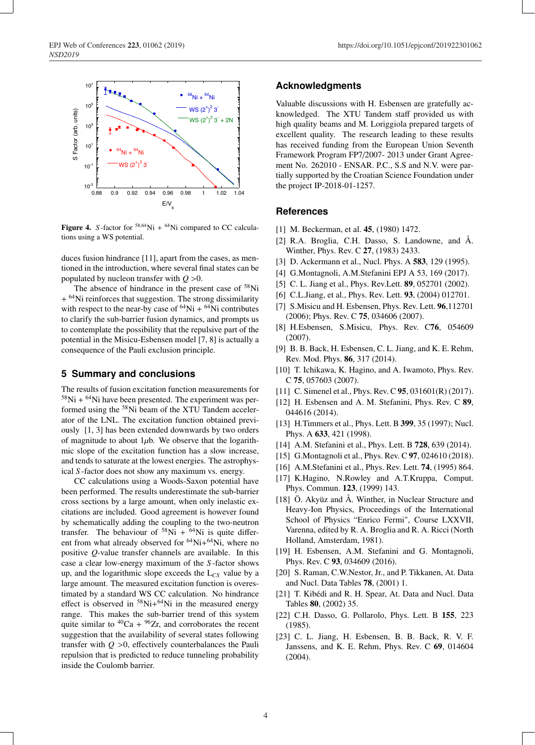S Factor (arb. units)

$10^7$

$10^5$

$10^3$

$10^1$

$10^{-1}$

$10^{-3}$

0.88 0.9 0.92 0.94 0.96 0.98 1 1.02 1.04

$E/V_b$

$^{58}$Ni + $^{64}$Ni

WS $(2^+)^2$ $3^-$

WS $(2^+)^2$ $3^-$ + 2N

$^{64}$Ni + $^{64}$Ni

WS $(2^+)^2$ $3^-$

**Figure 4.** $S$-factor for $^{58,64}$Ni + $^{64}$Ni compared to CC calculations using a WS potential.

duces fusion hindrance [11], apart from the cases, as mentioned in the introduction, where several final states can be populated by nucleon transfer with $Q > 0$.

The absence of hindrance in the present case of $^{58}$Ni + $^{64}$Ni reinforces that suggestion. The strong dissimilarity with respect to the near-by case of $^{64}$Ni + $^{64}$Ni contributes to clarify the sub-barrier fusion dynamics, and prompts us to contemplate the possibility that the repulsive part of the potential in the Misicu-Esbensen model [7, 8] is actually a consequence of the Pauli exclusion principle.

## 5 Summary and conclusions

The results of fusion excitation function measurements for $^{58}$Ni + $^{64}$Ni have been presented. The experiment was performed using the $^{58}$Ni beam of the XTU Tandem accelerator of the LNL. The excitation function obtained previously [1, 3] has been extended downwards by two orders of magnitude to about 1$\mu$b. We observe that the logarithmic slope of the excitation function has a slow increase, and tends to saturate at the lowest energies. The astrophysical $S$-factor does not show any maximum vs. energy.

CC calculations using a Woods-Saxon potential have been performed. The results underestimate the sub-barrier cross sections by a large amount, when only inelastic excitations are included. Good agreement is however found by schematically adding the coupling to the two-neutron transfer. The behaviour of $^{58}$Ni + $^{64}$Ni is quite different from what already observed for $^{64}$Ni+$^{64}$Ni, where no positive $Q$-value transfer channels are available. In this case a clear low-energy maximum of the $S$-factor shows up, and the logarithmic slope exceeds the $L_{CS}$ value by a large amount. The measured excitation function is overestimated by a standard WS CC calculation. No hindrance effect is observed in $^{58}$Ni+$^{64}$Ni in the measured energy range. This makes the sub-barrier trend of this system quite similar to $^{40}$Ca + $^{96}$Zr, and corroborates the recent suggestion that the availability of several states following transfer with $Q > 0$, effectively counterbalances the Pauli repulsion that is predicted to reduce tunneling probability inside the Coulomb barrier.

## Acknowledgments

Valuable discussions with H. Esbensen are gratefully acknowledged. The XTU Tandem staff provided us with high quality beams and M. Loriggiola prepared targets of excellent quality. The research leading to these results has received funding from the European Union Seventh Framework Program FP7/2007- 2013 under Grant Agreement No. 262010 - ENSAR. P.C., S.S and N.V. were partially supported by the Croatian Science Foundation under the project IP-2018-01-1257.

## References

[1] M. Beckerman, et al. **45**, (1980) 1472.

[2] R.A. Broglia, C.H. Dasso, S. Landowne, and Å. Winther, Phys. Rev. C **27**, (1983) 2433.

[3] D. Ackermann et al., Nucl. Phys. A **583**, 129 (1995).

[4] G.Montagnoli, A.M.Stefanini EPJ A 53, 169 (2017).

[5] C. L. Jiang et al., Phys. Rev.Lett. **89**, 052701 (2002).

[6] C.L.Jiang, et al., Phys. Rev. Lett. **93**, (2004) 012701.

[7] S.Misicu and H. Esbensen, Phys. Rev. Lett. **96**,112701 (2006); Phys. Rev. C **75**, 034606 (2007).

[8] H.Esbensen, S.Misicu, Phys. Rev. C**76**, 054609 (2007).

[9] B. B. Back, H. Esbensen, C. L. Jiang, and K. E. Rehm, Rev. Mod. Phys. **86**, 317 (2014).

[10] T. Ichikawa, K. Hagino, and A. Iwamoto, Phys. Rev. C **75**, 057603 (2007).

[11] C. Simenel et al., Phys. Rev. C **95**, 031601(R) (2017).

[12] H. Esbensen and A. M. Stefanini, Phys. Rev. C **89**, 044616 (2014).

[13] H.Timmers et al., Phys. Lett. B **399**, 35 (1997); Nucl. Phys. A **633**, 421 (1998).

[14] A.M. Stefanini et al., Phys. Lett. B **728**, 639 (2014).

[15] G.Montagnoli et al., Phys. Rev. C **97**, 024610 (2018).

[16] A.M.Stefanini et al., Phys. Rev. Lett. **74**, (1995) 864.

[17] K.Hagino, N.Rowley and A.T.Kruppa, Comput. Phys. Commun. **123**, (1999) 143.

[18] Ö. Akyüz and Å. Winther, in Nuclear Structure and Heavy-Ion Physics, Proceedings of the International School of Physics "Enrico Fermi", Course LXXVII, Varenna, edited by R. A. Broglia and R. A. Ricci (North Holland, Amsterdam, 1981).

[19] H. Esbensen, A.M. Stefanini and G. Montagnoli, Phys. Rev. C **93**, 034609 (2016).

[20] S. Raman, C.W.Nestor, Jr., and P. Tikkanen, At. Data and Nucl. Data Tables **78**, (2001) 1.

[21] T. Kibédi and R. H. Spear, At. Data and Nucl. Data Tables **80**, (2002) 35.

[22] C.H. Dasso, G. Pollarolo, Phys. Lett. B **155**, 223 (1985).

[23] C. L. Jiang, H. Esbensen, B. B. Back, R. V. F. Janssens, and K. E. Rehm, Phys. Rev. C **69**, 014604 (2004).